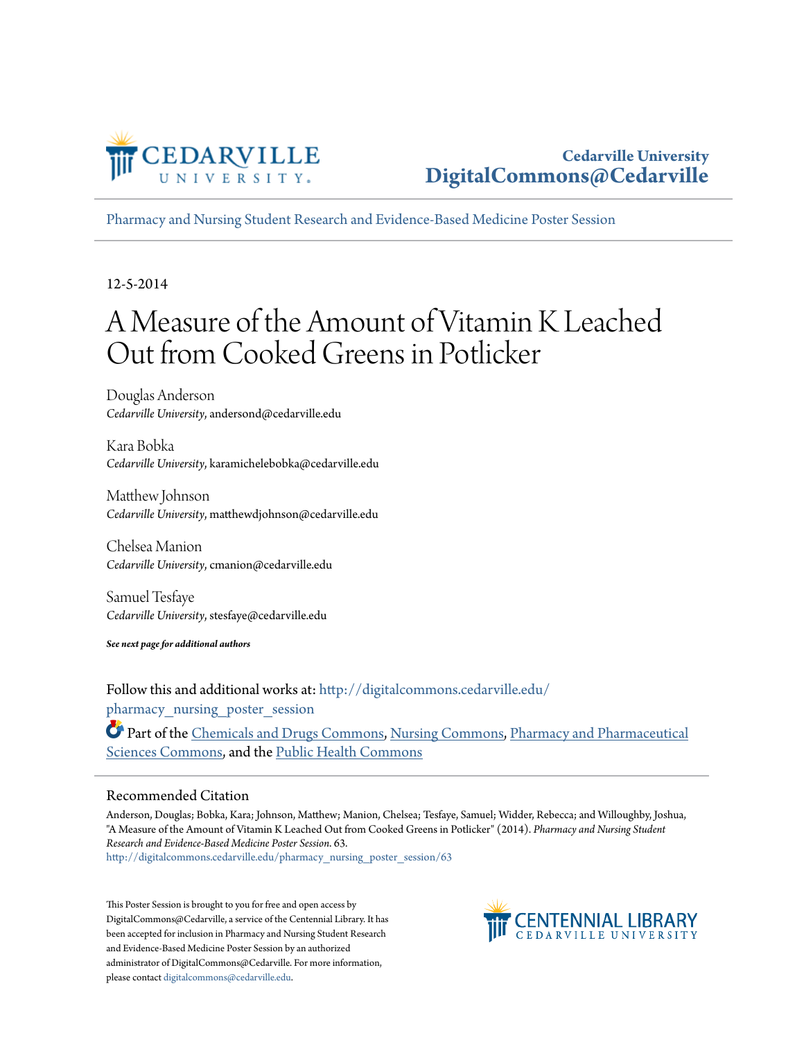Cedarville University
DigitalCommons@Cedarville

Pharmacy and Nursing Student Research and Evidence-Based Medicine Poster Session

12-5-2014

# A Measure of the Amount of Vitamin K Leached Out from Cooked Greens in Potlicker

Douglas Anderson
*Cedarville University*, andersond@cedarville.edu

Kara Bobka
*Cedarville University*, karamichelebobka@cedarville.edu

Matthew Johnson
*Cedarville University*, matthewdjohnson@cedarville.edu

Chelsea Manion
*Cedarville University*, cmanion@cedarville.edu

Samuel Tesfaye
*Cedarville University*, stesfaye@cedarville.edu

***See next page for additional authors***

Follow this and additional works at: http://digitalcommons.cedarville.edu/pharmacy_nursing_poster_session

Part of the Chemicals and Drugs Commons, Nursing Commons, Pharmacy and Pharmaceutical Sciences Commons, and the Public Health Commons

## Recommended Citation

Anderson, Douglas; Bobka, Kara; Johnson, Matthew; Manion, Chelsea; Tesfaye, Samuel; Widder, Rebecca; and Willoughby, Joshua, "A Measure of the Amount of Vitamin K Leached Out from Cooked Greens in Potlicker" (2014). *Pharmacy and Nursing Student Research and Evidence-Based Medicine Poster Session*. 63.
http://digitalcommons.cedarville.edu/pharmacy_nursing_poster_session/63

This Poster Session is brought to you for free and open access by DigitalCommons@Cedarville, a service of the Centennial Library. It has been accepted for inclusion in Pharmacy and Nursing Student Research and Evidence-Based Medicine Poster Session by an authorized administrator of DigitalCommons@Cedarville. For more information, please contact digitalcommons@cedarville.edu.

CENTENNIAL LIBRARY
CEDARVILLE UNIVERSITY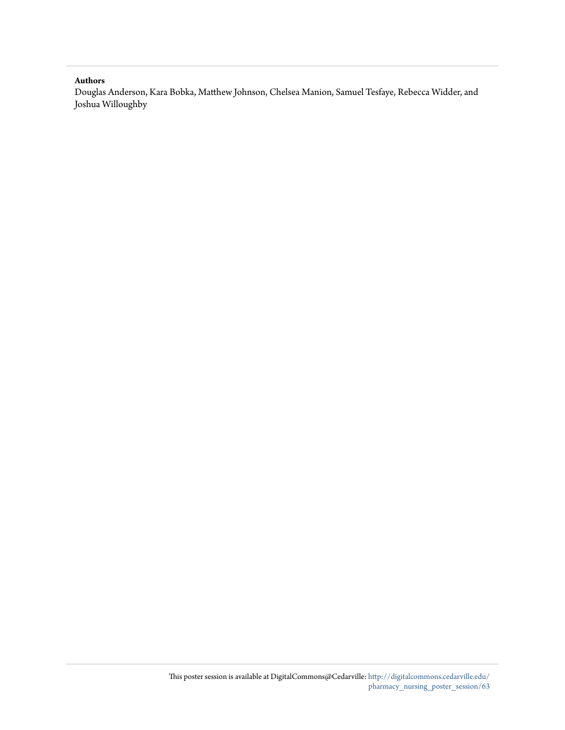**Authors**

Douglas Anderson, Kara Bobka, Matthew Johnson, Chelsea Manion, Samuel Tesfaye, Rebecca Widder, and Joshua Willoughby

This poster session is available at DigitalCommons@Cedarville: http://digitalcommons.cedarville.edu/pharmacy_nursing_poster_session/63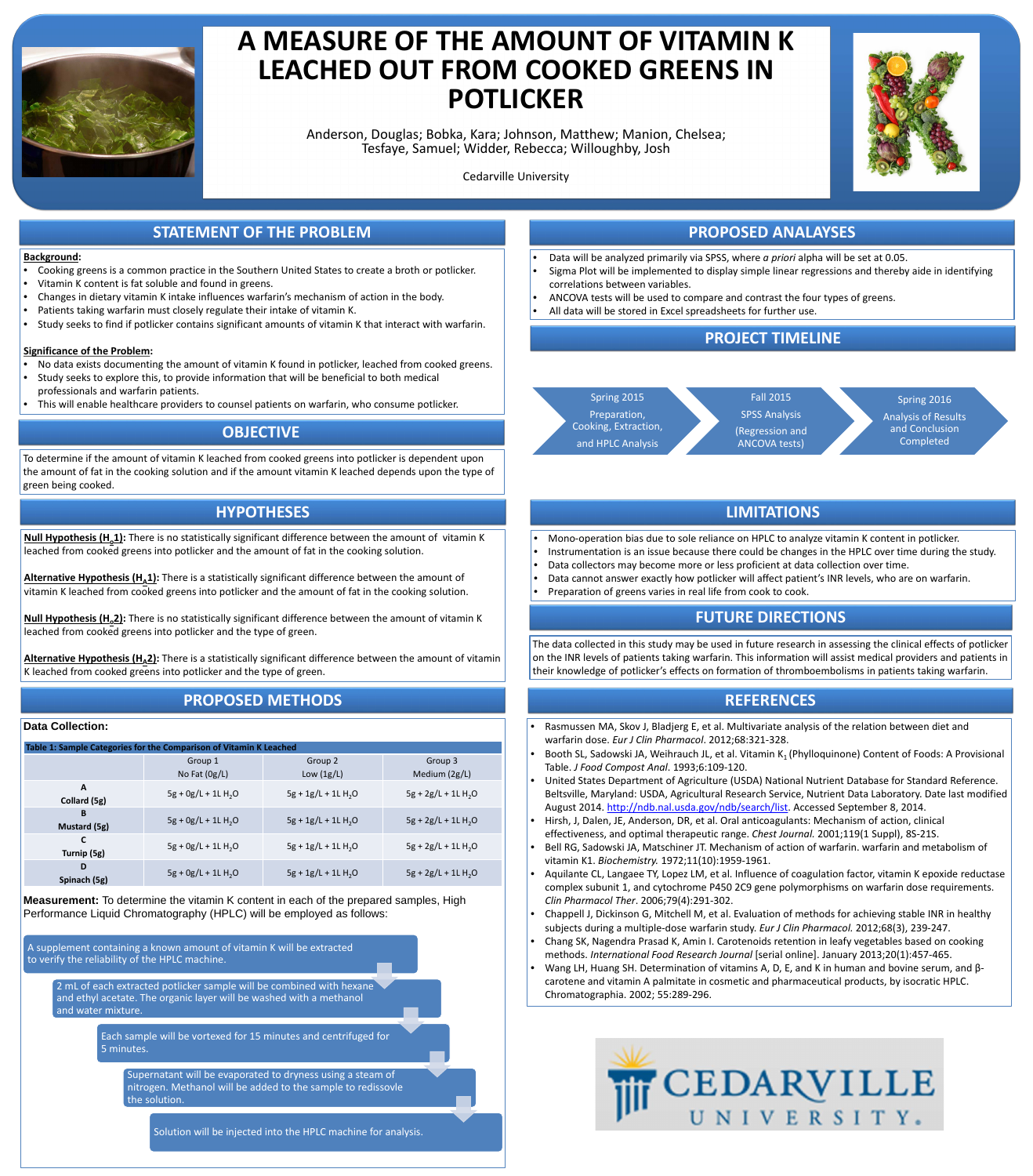# A MEASURE OF THE AMOUNT OF VITAMIN K LEACHED OUT FROM COOKED GREENS IN POTLICKER

Anderson, Douglas; Bobka, Kara; Johnson, Matthew; Manion, Chelsea; Tesfaye, Samuel; Widder, Rebecca; Willoughby, Josh

Cedarville University

## STATEMENT OF THE PROBLEM

**Background:**

- Cooking greens is a common practice in the Southern United States to create a broth or potlicker.
- Vitamin K content is fat soluble and found in greens.
- Changes in dietary vitamin K intake influences warfarin's mechanism of action in the body.
- Patients taking warfarin must closely regulate their intake of vitamin K.
- Study seeks to find if potlicker contains significant amounts of vitamin K that interact with warfarin.

**Significance of the Problem:**

- No data exists documenting the amount of vitamin K found in potlicker, leached from cooked greens.
- Study seeks to explore this, to provide information that will be beneficial to both medical professionals and warfarin patients.
- This will enable healthcare providers to counsel patients on warfarin, who consume potlicker.

## OBJECTIVE

To determine if the amount of vitamin K leached from cooked greens into potlicker is dependent upon the amount of fat in the cooking solution and if the amount vitamin K leached depends upon the type of green being cooked.

## HYPOTHESES

**Null Hypothesis ($H_0$1):** There is no statistically significant difference between the amount of vitamin K leached from cooked greens into potlicker and the amount of fat in the cooking solution.

**Alternative Hypothesis ($H_A$1):** There is a statistically significant difference between the amount of vitamin K leached from cooked greens into potlicker and the amount of fat in the cooking solution.

**Null Hypothesis ($H_0$2):** There is no statistically significant difference between the amount of vitamin K leached from cooked greens into potlicker and the type of green.

**Alternative Hypothesis ($H_A$2):** There is a statistically significant difference between the amount of vitamin K leached from cooked greens into potlicker and the type of green.

## PROPOSED METHODS

**Data Collection:**

**Table 1: Sample Categories for the Comparison of Vitamin K Leached**

| | Group 1 No Fat (0g/L) | Group 2 Low (1g/L) | Group 3 Medium (2g/L) |
|---|---|---|---|
| A Collard (5g) | 5g + 0g/L + 1L $H_2O$ | 5g + 1g/L + 1L $H_2O$ | 5g + 2g/L + 1L $H_2O$ |
| B Mustard (5g) | 5g + 0g/L + 1L $H_2O$ | 5g + 1g/L + 1L $H_2O$ | 5g + 2g/L + 1L $H_2O$ |
| C Turnip (5g) | 5g + 0g/L + 1L $H_2O$ | 5g + 1g/L + 1L $H_2O$ | 5g + 2g/L + 1L $H_2O$ |
| D Spinach (5g) | 5g + 0g/L + 1L $H_2O$ | 5g + 1g/L + 1L $H_2O$ | 5g + 2g/L + 1L $H_2O$ |

**Measurement:** To determine the vitamin K content in each of the prepared samples, High Performance Liquid Chromatography (HPLC) will be employed as follows:

1. A supplement containing a known amount of vitamin K will be extracted to verify the reliability of the HPLC machine.
2. 2 mL of each extracted potlicker sample will be combined with hexane and ethyl acetate. The organic layer will be washed with a methanol and water mixture.
3. Each sample will be vortexed for 15 minutes and centrifuged for 5 minutes.
4. Supernatant will be evaporated to dryness using a steam of nitrogen. Methanol will be added to the sample to redissolve the solution.
5. Solution will be injected into the HPLC machine for analysis.

## PROPOSED ANALAYSES

- Data will be analyzed primarily via SPSS, where *a priori* alpha will be set at 0.05.
- Sigma Plot will be implemented to display simple linear regressions and thereby aide in identifying correlations between variables.
- ANCOVA tests will be used to compare and contrast the four types of greens.
- All data will be stored in Excel spreadsheets for further use.

## PROJECT TIMELINE

- Spring 2015: Preparation, Cooking, Extraction, and HPLC Analysis
- Fall 2015: SPSS Analysis (Regression and ANCOVA tests)
- Spring 2016: Analysis of Results and Conclusion Completed

## LIMITATIONS

- Mono-operation bias due to sole reliance on HPLC to analyze vitamin K content in potlicker.
- Instrumentation is an issue because there could be changes in the HPLC over time during the study.
- Data collectors may become more or less proficient at data collection over time.
- Data cannot answer exactly how potlicker will affect patient's INR levels, who are on warfarin.
- Preparation of greens varies in real life from cook to cook.

## FUTURE DIRECTIONS

The data collected in this study may be used in future research in assessing the clinical effects of potlicker on the INR levels of patients taking warfarin. This information will assist medical providers and patients in their knowledge of potlicker's effects on formation of thromboembolisms in patients taking warfarin.

## REFERENCES

- Rasmussen MA, Skov J, Bladjerg E, et al. Multivariate analysis of the relation between diet and warfarin dose. *Eur J Clin Pharmacol*. 2012;68:321-328.
- Booth SL, Sadowski JA, Weihrauch JL, et al. Vitamin $K_1$ (Phylloquinone) Content of Foods: A Provisional Table. *J Food Compost Anal*. 1993;6:109-120.
- United States Department of Agriculture (USDA) National Nutrient Database for Standard Reference. Beltsville, Maryland: USDA, Agricultural Research Service, Nutrient Data Laboratory. Date last modified August 2014. http://ndb.nal.usda.gov/ndb/search/list. Accessed September 8, 2014.
- Hirsh, J, Dalen, JE, Anderson, DR, et al. Oral anticoagulants: Mechanism of action, clinical effectiveness, and optimal therapeutic range. *Chest Journal.* 2001;119(1 Suppl), 8S-21S.
- Bell RG, Sadowski JA, Matschiner JT. Mechanism of action of warfarin. warfarin and metabolism of vitamin K1. *Biochemistry.* 1972;11(10):1959-1961.
- Aquilante CL, Langaee TY, Lopez LM, et al. Influence of coagulation factor, vitamin K epoxide reductase complex subunit 1, and cytochrome P450 2C9 gene polymorphisms on warfarin dose requirements. *Clin Pharmacol Ther*. 2006;79(4):291-302.
- Chappell J, Dickinson G, Mitchell M, et al. Evaluation of methods for achieving stable INR in healthy subjects during a multiple-dose warfarin study. *Eur J Clin Pharmacol.* 2012;68(3), 239-247.
- Chang SK, Nagendra Prasad K, Amin I. Carotenoids retention in leafy vegetables based on cooking methods. *International Food Research Journal* [serial online]. January 2013;20(1):457-465.
- Wang LH, Huang SH. Determination of vitamins A, D, E, and K in human and bovine serum, and β-carotene and vitamin A palmitate in cosmetic and pharmaceutical products, by isocratic HPLC. Chromatographia. 2002; 55:289-296.

CEDARVILLE UNIVERSITY.